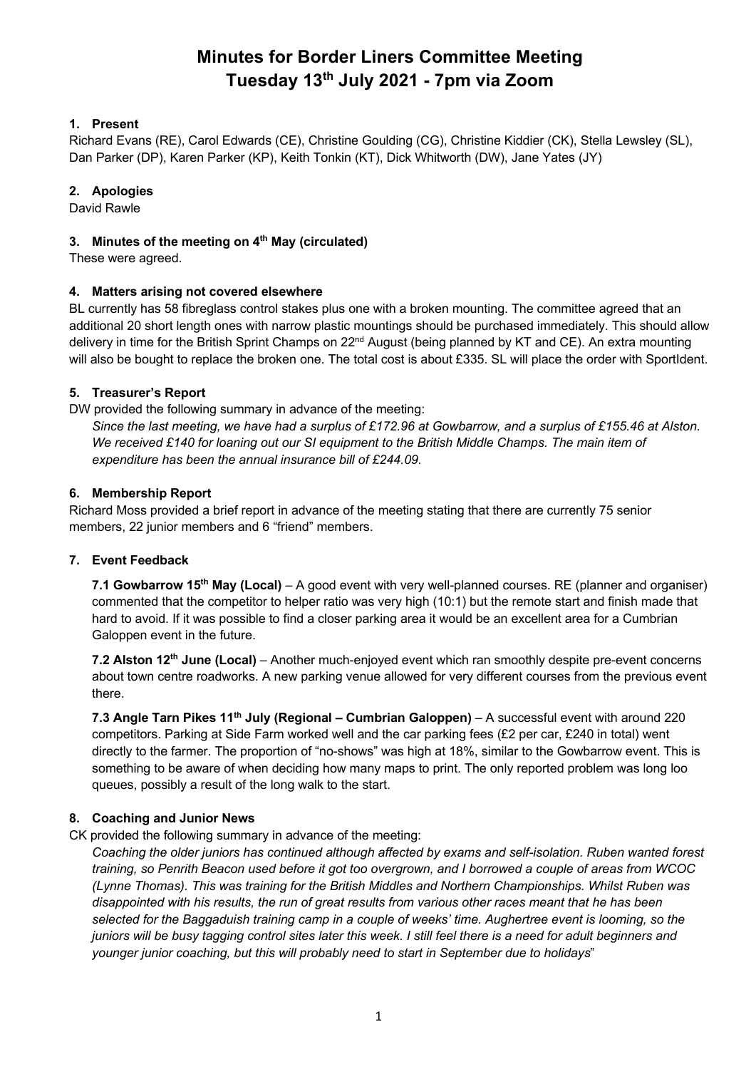# Minutes for Border Liners Committee Meeting
# Tuesday 13th July 2021 - 7pm via Zoom

## 1. Present

Richard Evans (RE), Carol Edwards (CE), Christine Goulding (CG), Christine Kiddier (CK), Stella Lewsley (SL), Dan Parker (DP), Karen Parker (KP), Keith Tonkin (KT), Dick Whitworth (DW), Jane Yates (JY)

## 2. Apologies

David Rawle

## 3. Minutes of the meeting on 4th May (circulated)

These were agreed.

## 4. Matters arising not covered elsewhere

BL currently has 58 fibreglass control stakes plus one with a broken mounting. The committee agreed that an additional 20 short length ones with narrow plastic mountings should be purchased immediately. This should allow delivery in time for the British Sprint Champs on 22nd August (being planned by KT and CE). An extra mounting will also be bought to replace the broken one. The total cost is about £335. SL will place the order with SportIdent.

## 5. Treasurer's Report

DW provided the following summary in advance of the meeting:

*Since the last meeting, we have had a surplus of £172.96 at Gowbarrow, and a surplus of £155.46 at Alston. We received £140 for loaning out our SI equipment to the British Middle Champs. The main item of expenditure has been the annual insurance bill of £244.09.*

## 6. Membership Report

Richard Moss provided a brief report in advance of the meeting stating that there are currently 75 senior members, 22 junior members and 6 "friend" members.

## 7. Event Feedback

**7.1 Gowbarrow 15th May (Local)** – A good event with very well-planned courses. RE (planner and organiser) commented that the competitor to helper ratio was very high (10:1) but the remote start and finish made that hard to avoid. If it was possible to find a closer parking area it would be an excellent area for a Cumbrian Galoppen event in the future.

**7.2 Alston 12th June (Local)** – Another much-enjoyed event which ran smoothly despite pre-event concerns about town centre roadworks. A new parking venue allowed for very different courses from the previous event there.

**7.3 Angle Tarn Pikes 11th July (Regional – Cumbrian Galoppen)** – A successful event with around 220 competitors. Parking at Side Farm worked well and the car parking fees (£2 per car, £240 in total) went directly to the farmer. The proportion of "no-shows" was high at 18%, similar to the Gowbarrow event. This is something to be aware of when deciding how many maps to print. The only reported problem was long loo queues, possibly a result of the long walk to the start.

## 8. Coaching and Junior News

CK provided the following summary in advance of the meeting:

*Coaching the older juniors has continued although affected by exams and self-isolation. Ruben wanted forest training, so Penrith Beacon used before it got too overgrown, and I borrowed a couple of areas from WCOC (Lynne Thomas). This was training for the British Middles and Northern Championships. Whilst Ruben was disappointed with his results, the run of great results from various other races meant that he has been selected for the Baggaduish training camp in a couple of weeks' time. Aughertree event is looming, so the juniors will be busy tagging control sites later this week. I still feel there is a need for adult beginners and younger junior coaching, but this will probably need to start in September due to holidays*"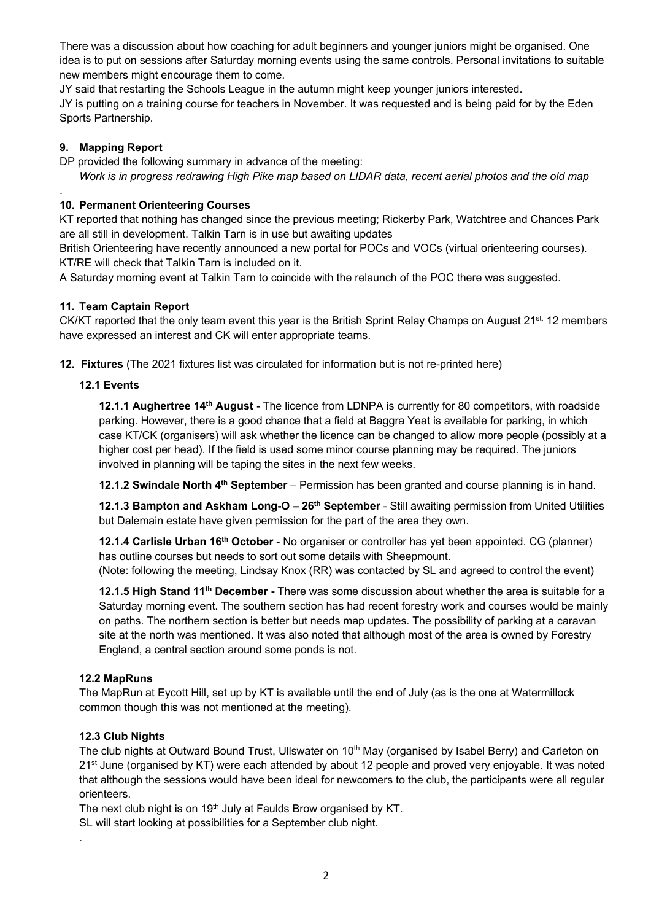There was a discussion about how coaching for adult beginners and younger juniors might be organised. One idea is to put on sessions after Saturday morning events using the same controls. Personal invitations to suitable new members might encourage them to come.

JY said that restarting the Schools League in the autumn might keep younger juniors interested.

JY is putting on a training course for teachers in November. It was requested and is being paid for by the Eden Sports Partnership.

### 9. Mapping Report

DP provided the following summary in advance of the meeting:

*Work is in progress redrawing High Pike map based on LIDAR data, recent aerial photos and the old map*

.

### 10. Permanent Orienteering Courses

KT reported that nothing has changed since the previous meeting; Rickerby Park, Watchtree and Chances Park are all still in development. Talkin Tarn is in use but awaiting updates

British Orienteering have recently announced a new portal for POCs and VOCs (virtual orienteering courses). KT/RE will check that Talkin Tarn is included on it.

A Saturday morning event at Talkin Tarn to coincide with the relaunch of the POC there was suggested.

### 11. Team Captain Report

CK/KT reported that the only team event this year is the British Sprint Relay Champs on August 21st, 12 members have expressed an interest and CK will enter appropriate teams.

### 12. Fixtures (The 2021 fixtures list was circulated for information but is not re-printed here)

#### 12.1 Events

**12.1.1 Aughertree 14th August -** The licence from LDNPA is currently for 80 competitors, with roadside parking. However, there is a good chance that a field at Baggra Yeat is available for parking, in which case KT/CK (organisers) will ask whether the licence can be changed to allow more people (possibly at a higher cost per head). If the field is used some minor course planning may be required. The juniors involved in planning will be taping the sites in the next few weeks.

**12.1.2 Swindale North 4th September** – Permission has been granted and course planning is in hand.

**12.1.3 Bampton and Askham Long-O – 26th September** - Still awaiting permission from United Utilities but Dalemain estate have given permission for the part of the area they own.

**12.1.4 Carlisle Urban 16th October** - No organiser or controller has yet been appointed. CG (planner) has outline courses but needs to sort out some details with Sheepmount.

(Note: following the meeting, Lindsay Knox (RR) was contacted by SL and agreed to control the event)

**12.1.5 High Stand 11th December -** There was some discussion about whether the area is suitable for a Saturday morning event. The southern section has had recent forestry work and courses would be mainly on paths. The northern section is better but needs map updates. The possibility of parking at a caravan site at the north was mentioned. It was also noted that although most of the area is owned by Forestry England, a central section around some ponds is not.

#### 12.2 MapRuns

The MapRun at Eycott Hill, set up by KT is available until the end of July (as is the one at Watermillock common though this was not mentioned at the meeting).

#### 12.3 Club Nights

The club nights at Outward Bound Trust, Ullswater on 10th May (organised by Isabel Berry) and Carleton on 21st June (organised by KT) were each attended by about 12 people and proved very enjoyable. It was noted that although the sessions would have been ideal for newcomers to the club, the participants were all regular orienteers.

The next club night is on 19th July at Faulds Brow organised by KT.

SL will start looking at possibilities for a September club night.

.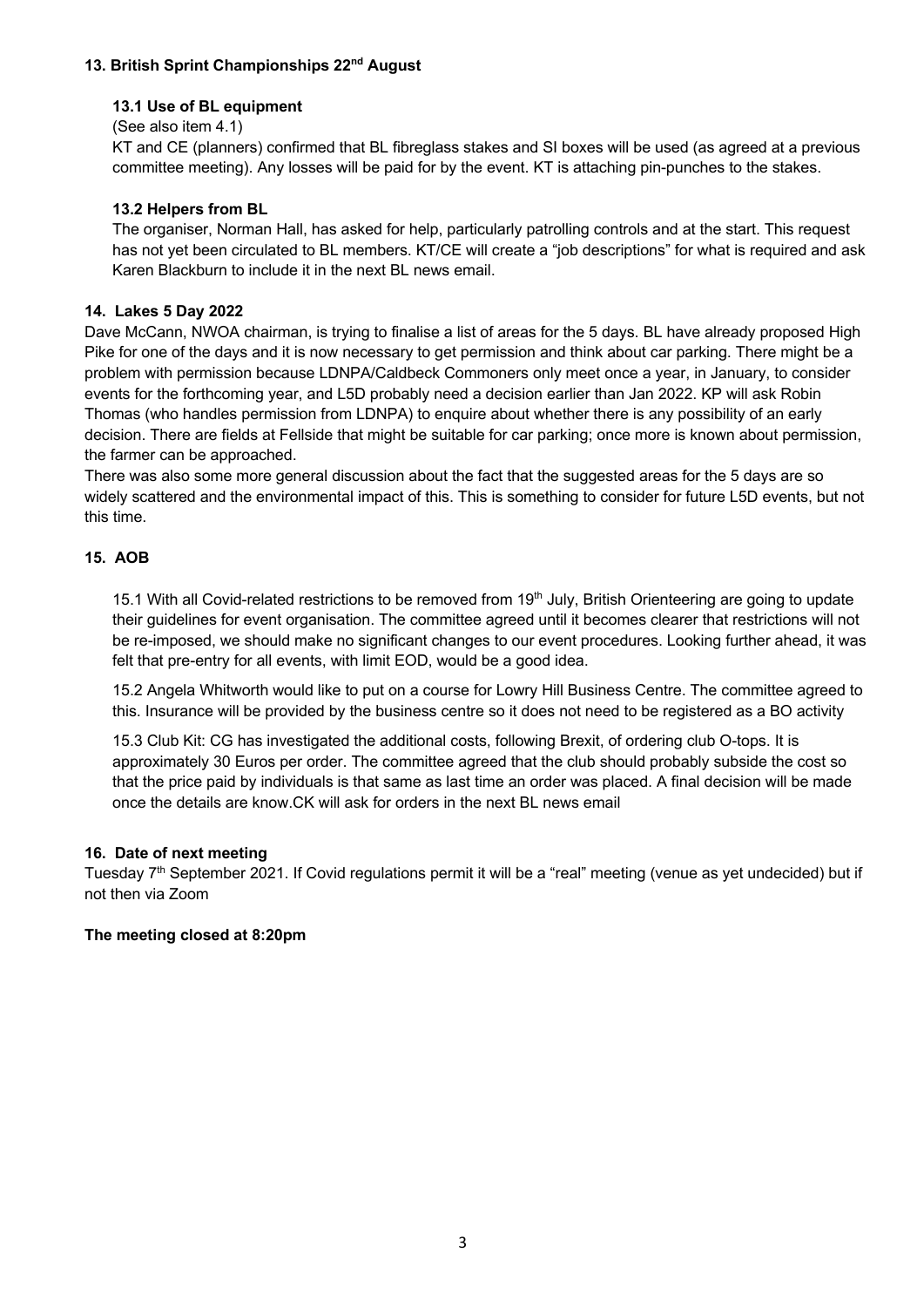### 13. British Sprint Championships 22nd August

#### 13.1 Use of BL equipment

(See also item 4.1)

KT and CE (planners) confirmed that BL fibreglass stakes and SI boxes will be used (as agreed at a previous committee meeting). Any losses will be paid for by the event. KT is attaching pin-punches to the stakes.

#### 13.2 Helpers from BL

The organiser, Norman Hall, has asked for help, particularly patrolling controls and at the start. This request has not yet been circulated to BL members. KT/CE will create a "job descriptions" for what is required and ask Karen Blackburn to include it in the next BL news email.

### 14. Lakes 5 Day 2022

Dave McCann, NWOA chairman, is trying to finalise a list of areas for the 5 days. BL have already proposed High Pike for one of the days and it is now necessary to get permission and think about car parking. There might be a problem with permission because LDNPA/Caldbeck Commoners only meet once a year, in January, to consider events for the forthcoming year, and L5D probably need a decision earlier than Jan 2022. KP will ask Robin Thomas (who handles permission from LDNPA) to enquire about whether there is any possibility of an early decision. There are fields at Fellside that might be suitable for car parking; once more is known about permission, the farmer can be approached.

There was also some more general discussion about the fact that the suggested areas for the 5 days are so widely scattered and the environmental impact of this. This is something to consider for future L5D events, but not this time.

### 15. AOB

15.1 With all Covid-related restrictions to be removed from 19th July, British Orienteering are going to update their guidelines for event organisation. The committee agreed until it becomes clearer that restrictions will not be re-imposed, we should make no significant changes to our event procedures. Looking further ahead, it was felt that pre-entry for all events, with limit EOD, would be a good idea.

15.2 Angela Whitworth would like to put on a course for Lowry Hill Business Centre. The committee agreed to this. Insurance will be provided by the business centre so it does not need to be registered as a BO activity

15.3 Club Kit: CG has investigated the additional costs, following Brexit, of ordering club O-tops. It is approximately 30 Euros per order. The committee agreed that the club should probably subside the cost so that the price paid by individuals is that same as last time an order was placed. A final decision will be made once the details are know.CK will ask for orders in the next BL news email

### 16. Date of next meeting

Tuesday 7th September 2021. If Covid regulations permit it will be a "real" meeting (venue as yet undecided) but if not then via Zoom

**The meeting closed at 8:20pm**